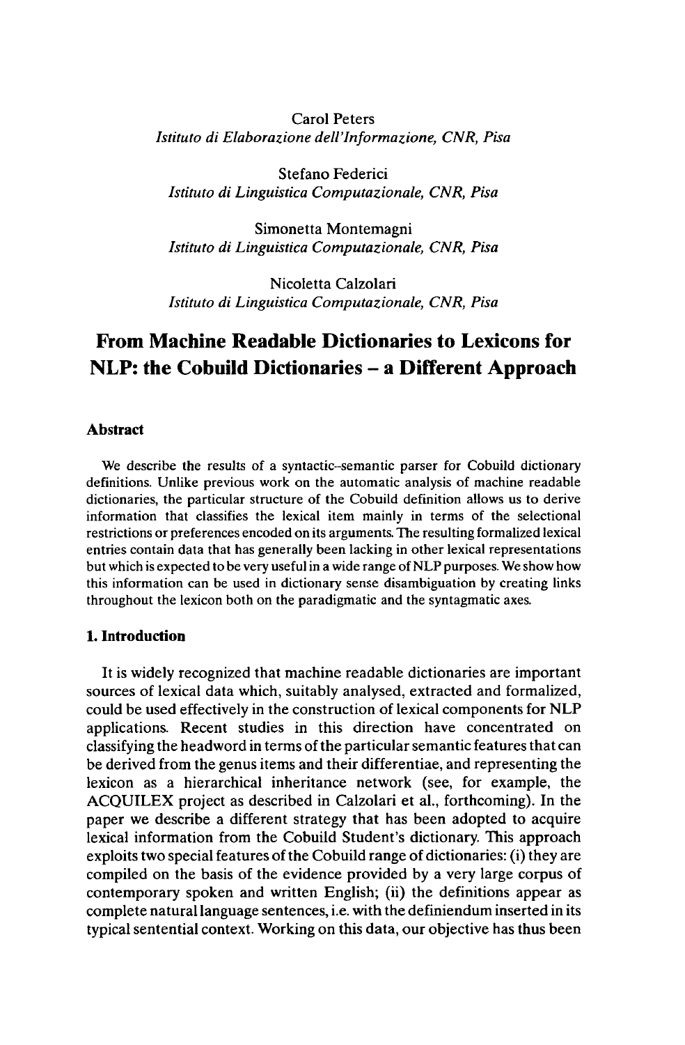Carol Peters
*Istituto di Elaborazione dell'Informazione, CNR, Pisa*

Stefano Federici
*Istituto di Linguistica Computazionale, CNR, Pisa*

Simonetta Montemagni
*Istituto di Linguistica Computazionale, CNR, Pisa*

Nicoletta Calzolari
*Istituto di Linguistica Computazionale, CNR, Pisa*

# From Machine Readable Dictionaries to Lexicons for NLP: the Cobuild Dictionaries – a Different Approach

## Abstract

We describe the results of a syntactic–semantic parser for Cobuild dictionary definitions. Unlike previous work on the automatic analysis of machine readable dictionaries, the particular structure of the Cobuild definition allows us to derive information that classifies the lexical item mainly in terms of the selectional restrictions or preferences encoded on its arguments. The resulting formalized lexical entries contain data that has generally been lacking in other lexical representations but which is expected to be very useful in a wide range of NLP purposes. We show how this information can be used in dictionary sense disambiguation by creating links throughout the lexicon both on the paradigmatic and the syntagmatic axes.

## 1. Introduction

It is widely recognized that machine readable dictionaries are important sources of lexical data which, suitably analysed, extracted and formalized, could be used effectively in the construction of lexical components for NLP applications. Recent studies in this direction have concentrated on classifying the headword in terms of the particular semantic features that can be derived from the genus items and their differentiae, and representing the lexicon as a hierarchical inheritance network (see, for example, the ACQUILEX project as described in Calzolari et al., forthcoming). In the paper we describe a different strategy that has been adopted to acquire lexical information from the Cobuild Student's dictionary. This approach exploits two special features of the Cobuild range of dictionaries: (i) they are compiled on the basis of the evidence provided by a very large corpus of contemporary spoken and written English; (ii) the definitions appear as complete natural language sentences, i.e. with the definiendum inserted in its typical sentential context. Working on this data, our objective has thus been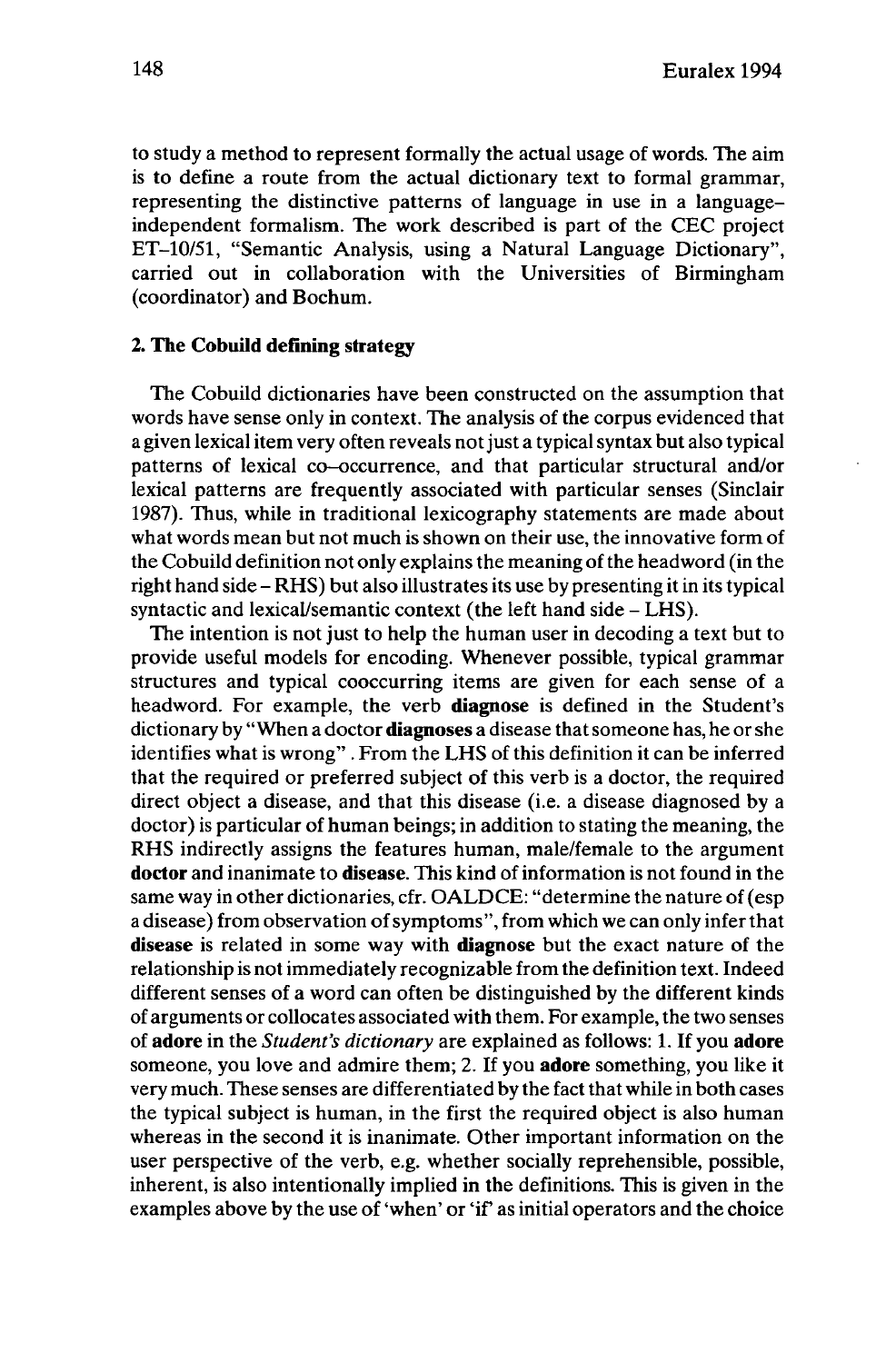to study a method to represent formally the actual usage of words. The aim is to define a route from the actual dictionary text to formal grammar, representing the distinctive patterns of language in use in a language-independent formalism. The work described is part of the CEC project ET-10/51, "Semantic Analysis, using a Natural Language Dictionary", carried out in collaboration with the Universities of Birmingham (coordinator) and Bochum.

## 2. The Cobuild defining strategy

The Cobuild dictionaries have been constructed on the assumption that words have sense only in context. The analysis of the corpus evidenced that a given lexical item very often reveals not just a typical syntax but also typical patterns of lexical co-occurrence, and that particular structural and/or lexical patterns are frequently associated with particular senses (Sinclair 1987). Thus, while in traditional lexicography statements are made about what words mean but not much is shown on their use, the innovative form of the Cobuild definition not only explains the meaning of the headword (in the right hand side – RHS) but also illustrates its use by presenting it in its typical syntactic and lexical/semantic context (the left hand side – LHS).

The intention is not just to help the human user in decoding a text but to provide useful models for encoding. Whenever possible, typical grammar structures and typical cooccurring items are given for each sense of a headword. For example, the verb **diagnose** is defined in the Student's dictionary by "When a doctor **diagnoses** a disease that someone has, he or she identifies what is wrong". From the LHS of this definition it can be inferred that the required or preferred subject of this verb is a doctor, the required direct object a disease, and that this disease (i.e. a disease diagnosed by a doctor) is particular of human beings; in addition to stating the meaning, the RHS indirectly assigns the features human, male/female to the argument **doctor** and inanimate to **disease**. This kind of information is not found in the same way in other dictionaries, cfr. OALDCE: "determine the nature of (esp a disease) from observation of symptoms", from which we can only infer that **disease** is related in some way with **diagnose** but the exact nature of the relationship is not immediately recognizable from the definition text. Indeed different senses of a word can often be distinguished by the different kinds of arguments or collocates associated with them. For example, the two senses of **adore** in the *Student's dictionary* are explained as follows: 1. If you **adore** someone, you love and admire them; 2. If you **adore** something, you like it very much. These senses are differentiated by the fact that while in both cases the typical subject is human, in the first the required object is also human whereas in the second it is inanimate. Other important information on the user perspective of the verb, e.g. whether socially reprehensible, possible, inherent, is also intentionally implied in the definitions. This is given in the examples above by the use of 'when' or 'if' as initial operators and the choice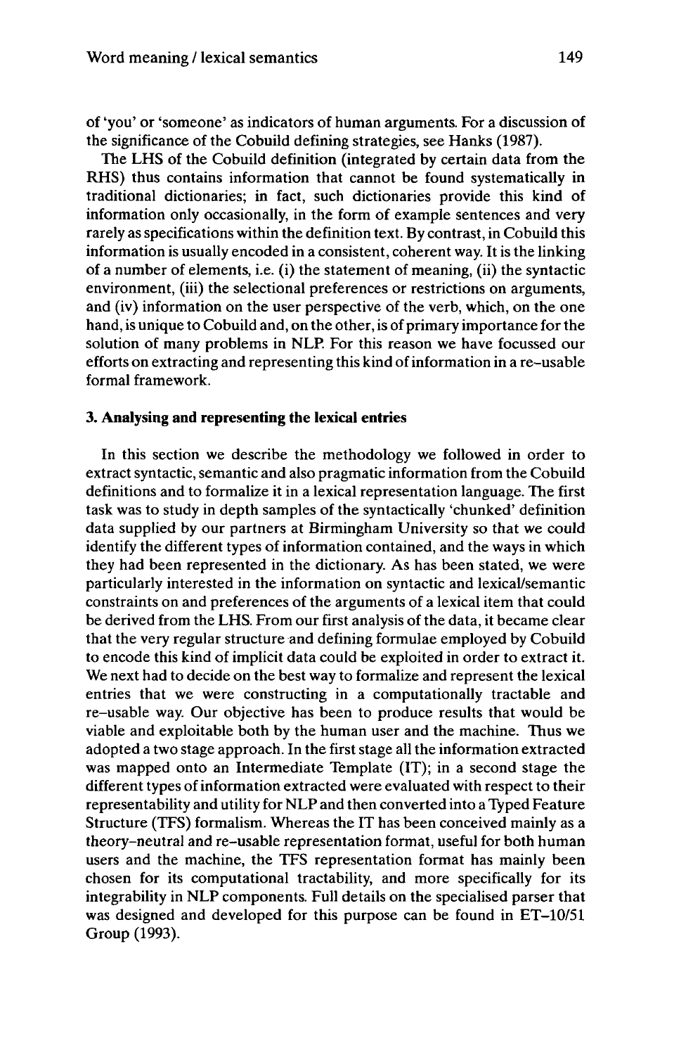of 'you' or 'someone' as indicators of human arguments. For a discussion of the significance of the Cobuild defining strategies, see Hanks (1987).

The LHS of the Cobuild definition (integrated by certain data from the RHS) thus contains information that cannot be found systematically in traditional dictionaries; in fact, such dictionaries provide this kind of information only occasionally, in the form of example sentences and very rarely as specifications within the definition text. By contrast, in Cobuild this information is usually encoded in a consistent, coherent way. It is the linking of a number of elements, i.e. (i) the statement of meaning, (ii) the syntactic environment, (iii) the selectional preferences or restrictions on arguments, and (iv) information on the user perspective of the verb, which, on the one hand, is unique to Cobuild and, on the other, is of primary importance for the solution of many problems in NLP. For this reason we have focussed our efforts on extracting and representing this kind of information in a re-usable formal framework.

## 3. Analysing and representing the lexical entries

In this section we describe the methodology we followed in order to extract syntactic, semantic and also pragmatic information from the Cobuild definitions and to formalize it in a lexical representation language. The first task was to study in depth samples of the syntactically 'chunked' definition data supplied by our partners at Birmingham University so that we could identify the different types of information contained, and the ways in which they had been represented in the dictionary. As has been stated, we were particularly interested in the information on syntactic and lexical/semantic constraints on and preferences of the arguments of a lexical item that could be derived from the LHS. From our first analysis of the data, it became clear that the very regular structure and defining formulae employed by Cobuild to encode this kind of implicit data could be exploited in order to extract it. We next had to decide on the best way to formalize and represent the lexical entries that we were constructing in a computationally tractable and re-usable way. Our objective has been to produce results that would be viable and exploitable both by the human user and the machine. Thus we adopted a two stage approach. In the first stage all the information extracted was mapped onto an Intermediate Template (IT); in a second stage the different types of information extracted were evaluated with respect to their representability and utility for NLP and then converted into a Typed Feature Structure (TFS) formalism. Whereas the IT has been conceived mainly as a theory-neutral and re-usable representation format, useful for both human users and the machine, the TFS representation format has mainly been chosen for its computational tractability, and more specifically for its integrability in NLP components. Full details on the specialised parser that was designed and developed for this purpose can be found in ET-10/51 Group (1993).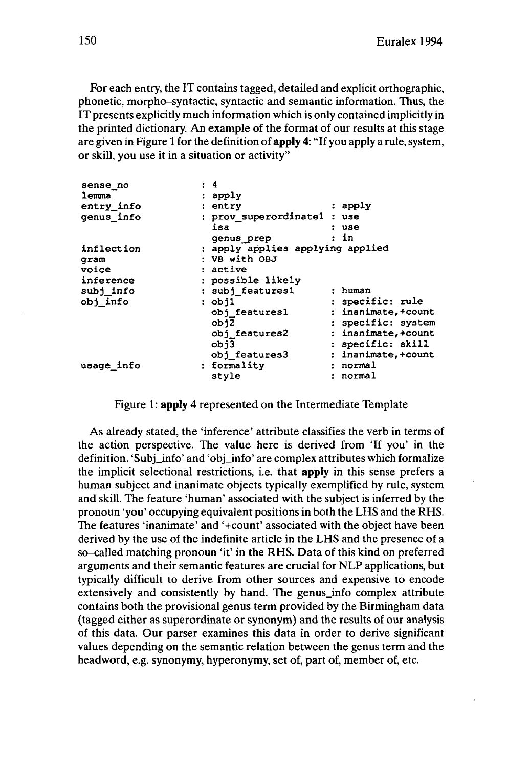For each entry, the IT contains tagged, detailed and explicit orthographic, phonetic, morpho–syntactic, syntactic and semantic information. Thus, the IT presents explicitly much information which is only contained implicitly in the printed dictionary. An example of the format of our results at this stage are given in Figure 1 for the definition of **apply 4**: "If you apply a rule, system, or skill, you use it in a situation or activity"

```
sense_no         : 4
lemma            : apply
entry_info       : entry                  : apply
genus_info       : prov_superordinate1  : use
                   isa                    : use
                   genus_prep             : in
inflection       : apply applies applying applied
gram             : VB with OBJ
voice            : active
inference        : possible likely
subj_info        : subj_features1         : human
obj_info         : obj1                   : specific: rule
                   obj_features1          : inanimate,+count
                   obj2                   : specific: system
                   obj_features2          : inanimate,+count
                   obj3                   : specific: skill
                   obj_features3          : inanimate,+count
usage_info       : formality              : normal
                   style                  : normal
```

Figure 1: **apply** 4 represented on the Intermediate Template

As already stated, the 'inference' attribute classifies the verb in terms of the action perspective. The value here is derived from 'If you' in the definition. 'Subj_info' and 'obj_info' are complex attributes which formalize the implicit selectional restrictions, i.e. that **apply** in this sense prefers a human subject and inanimate objects typically exemplified by rule, system and skill. The feature 'human' associated with the subject is inferred by the pronoun 'you' occupying equivalent positions in both the LHS and the RHS. The features 'inanimate' and '+count' associated with the object have been derived by the use of the indefinite article in the LHS and the presence of a so–called matching pronoun 'it' in the RHS. Data of this kind on preferred arguments and their semantic features are crucial for NLP applications, but typically difficult to derive from other sources and expensive to encode extensively and consistently by hand. The genus_info complex attribute contains both the provisional genus term provided by the Birmingham data (tagged either as superordinate or synonym) and the results of our analysis of this data. Our parser examines this data in order to derive significant values depending on the semantic relation between the genus term and the headword, e.g. synonymy, hyperonymy, set of, part of, member of, etc.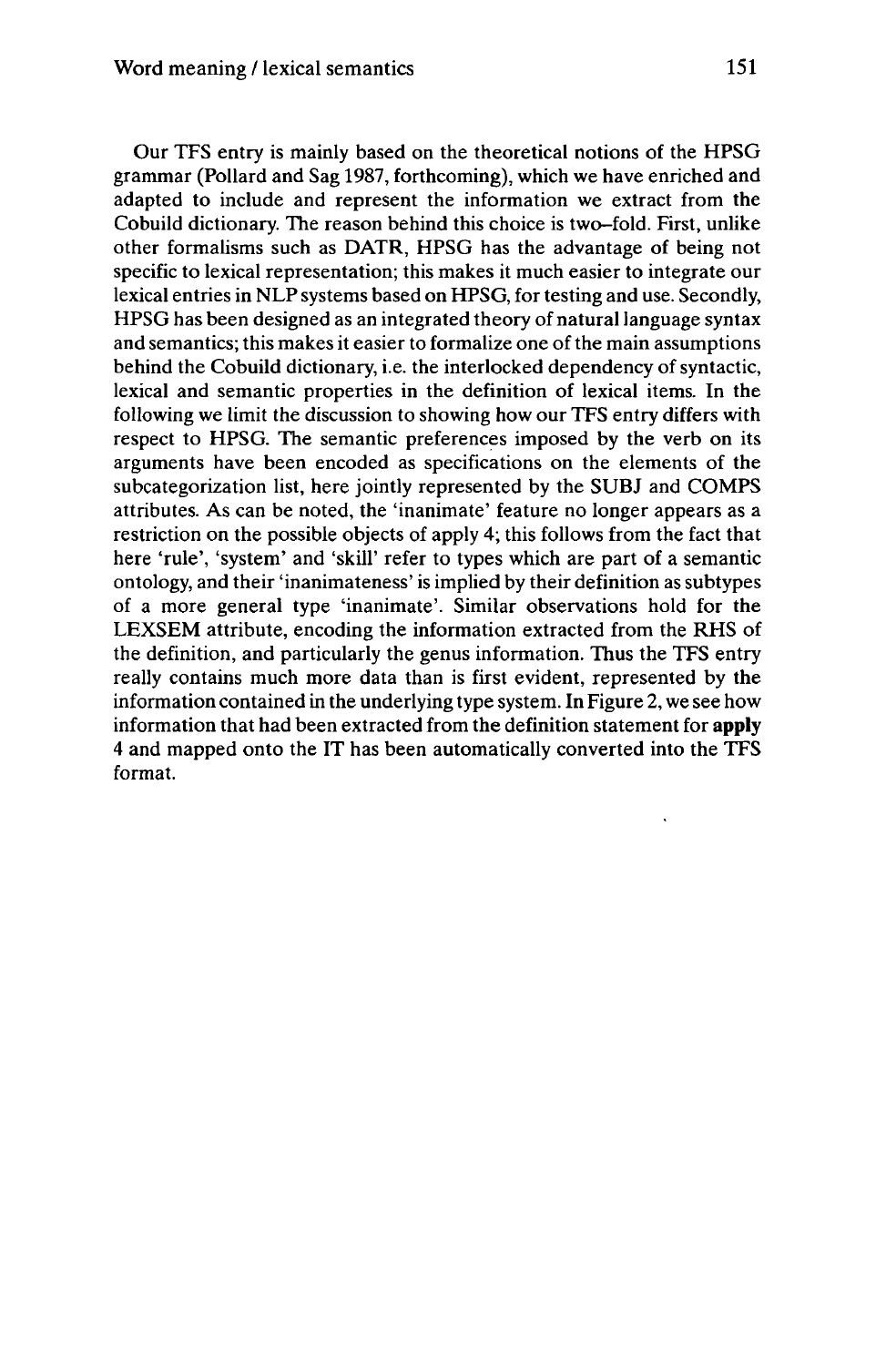Our TFS entry is mainly based on the theoretical notions of the HPSG grammar (Pollard and Sag 1987, forthcoming), which we have enriched and adapted to include and represent the information we extract from the Cobuild dictionary. The reason behind this choice is two–fold. First, unlike other formalisms such as DATR, HPSG has the advantage of being not specific to lexical representation; this makes it much easier to integrate our lexical entries in NLP systems based on HPSG, for testing and use. Secondly, HPSG has been designed as an integrated theory of natural language syntax and semantics; this makes it easier to formalize one of the main assumptions behind the Cobuild dictionary, i.e. the interlocked dependency of syntactic, lexical and semantic properties in the definition of lexical items. In the following we limit the discussion to showing how our TFS entry differs with respect to HPSG. The semantic preferences imposed by the verb on its arguments have been encoded as specifications on the elements of the subcategorization list, here jointly represented by the SUBJ and COMPS attributes. As can be noted, the 'inanimate' feature no longer appears as a restriction on the possible objects of apply 4; this follows from the fact that here 'rule', 'system' and 'skill' refer to types which are part of a semantic ontology, and their 'inanimateness' is implied by their definition as subtypes of a more general type 'inanimate'. Similar observations hold for the LEXSEM attribute, encoding the information extracted from the RHS of the definition, and particularly the genus information. Thus the TFS entry really contains much more data than is first evident, represented by the information contained in the underlying type system. In Figure 2, we see how information that had been extracted from the definition statement for **apply** 4 and mapped onto the IT has been automatically converted into the TFS format.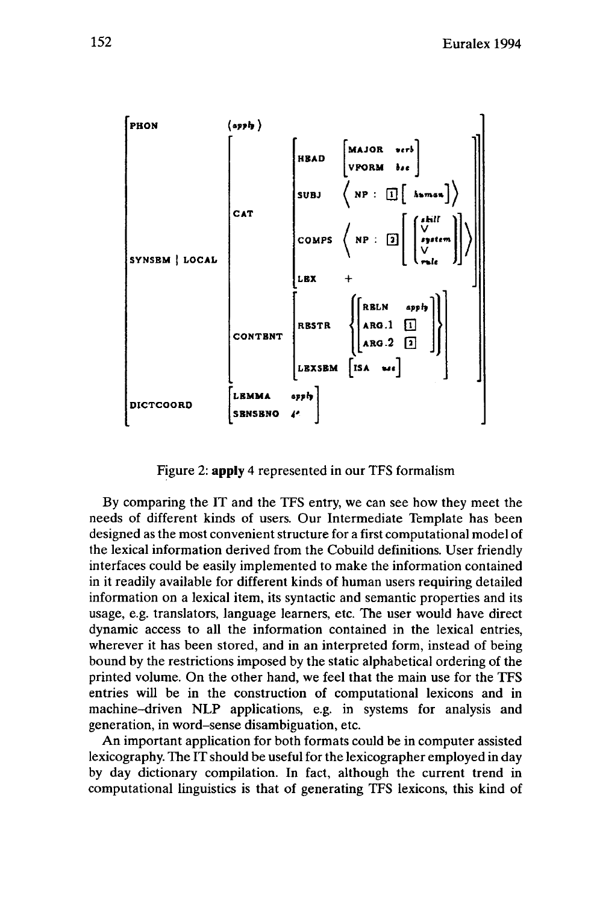```
PHON            ⟨apply⟩
SYNSEM | LOCAL  [ CAT      [ HEAD   [ MAJOR  verb ]
                           [        [ VFORM  bse  ]
                           [ SUBJ   ⟨ NP : [1] [ human ] ⟩
                           [ COMPS  ⟨ NP : [2] [ { skill ∨ system ∨ rule } ] ⟩
                           [ LEX    +                                        ]
                [ CONTENT  [ RESTR  { [ RELN   apply ] }
                           [        { [ ARG.1  [1]   ] }
                           [        { [ ARG.2  [2]   ] }
                           [ LEXSEM [ ISA  use ]       ]
DICTCOORD       [ LEMMA    apply ]
                [ SENSENO  4     ]
```

Figure 2: **apply** 4 represented in our TFS formalism

By comparing the IT and the TFS entry, we can see how they meet the needs of different kinds of users. Our Intermediate Template has been designed as the most convenient structure for a first computational model of the lexical information derived from the Cobuild definitions. User friendly interfaces could be easily implemented to make the information contained in it readily available for different kinds of human users requiring detailed information on a lexical item, its syntactic and semantic properties and its usage, e.g. translators, language learners, etc. The user would have direct dynamic access to all the information contained in the lexical entries, wherever it has been stored, and in an interpreted form, instead of being bound by the restrictions imposed by the static alphabetical ordering of the printed volume. On the other hand, we feel that the main use for the TFS entries will be in the construction of computational lexicons and in machine–driven NLP applications, e.g. in systems for analysis and generation, in word–sense disambiguation, etc.

An important application for both formats could be in computer assisted lexicography. The IT should be useful for the lexicographer employed in day by day dictionary compilation. In fact, although the current trend in computational linguistics is that of generating TFS lexicons, this kind of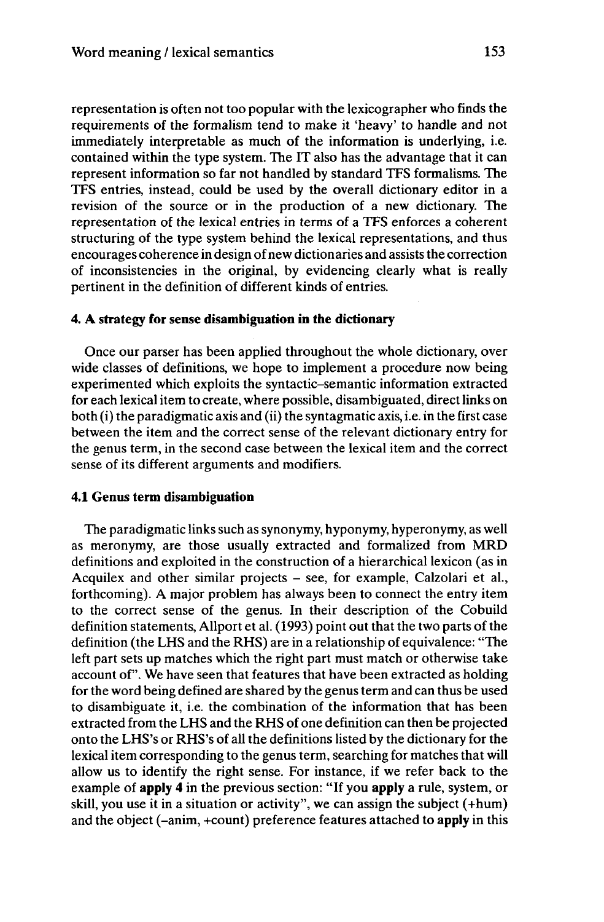representation is often not too popular with the lexicographer who finds the requirements of the formalism tend to make it 'heavy' to handle and not immediately interpretable as much of the information is underlying, i.e. contained within the type system. The IT also has the advantage that it can represent information so far not handled by standard TFS formalisms. The TFS entries, instead, could be used by the overall dictionary editor in a revision of the source or in the production of a new dictionary. The representation of the lexical entries in terms of a TFS enforces a coherent structuring of the type system behind the lexical representations, and thus encourages coherence in design of new dictionaries and assists the correction of inconsistencies in the original, by evidencing clearly what is really pertinent in the definition of different kinds of entries.

## 4. A strategy for sense disambiguation in the dictionary

Once our parser has been applied throughout the whole dictionary, over wide classes of definitions, we hope to implement a procedure now being experimented which exploits the syntactic–semantic information extracted for each lexical item to create, where possible, disambiguated, direct links on both (i) the paradigmatic axis and (ii) the syntagmatic axis, i.e. in the first case between the item and the correct sense of the relevant dictionary entry for the genus term, in the second case between the lexical item and the correct sense of its different arguments and modifiers.

### 4.1 Genus term disambiguation

The paradigmatic links such as synonymy, hyponymy, hyperonymy, as well as meronymy, are those usually extracted and formalized from MRD definitions and exploited in the construction of a hierarchical lexicon (as in Acquilex and other similar projects – see, for example, Calzolari et al., forthcoming). A major problem has always been to connect the entry item to the correct sense of the genus. In their description of the Cobuild definition statements, Allport et al. (1993) point out that the two parts of the definition (the LHS and the RHS) are in a relationship of equivalence: "The left part sets up matches which the right part must match or otherwise take account of". We have seen that features that have been extracted as holding for the word being defined are shared by the genus term and can thus be used to disambiguate it, i.e. the combination of the information that has been extracted from the LHS and the RHS of one definition can then be projected onto the LHS's or RHS's of all the definitions listed by the dictionary for the lexical item corresponding to the genus term, searching for matches that will allow us to identify the right sense. For instance, if we refer back to the example of **apply 4** in the previous section: "If you **apply** a rule, system, or skill, you use it in a situation or activity", we can assign the subject (+hum) and the object (–anim, +count) preference features attached to **apply** in this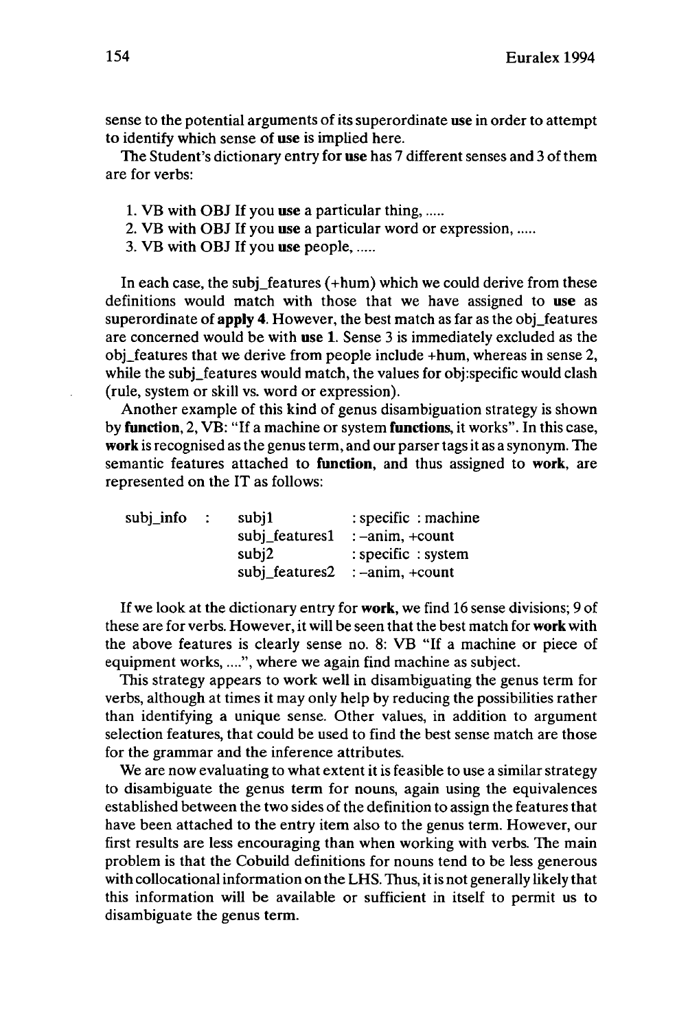sense to the potential arguments of its superordinate **use** in order to attempt to identify which sense of **use** is implied here.

The Student's dictionary entry for **use** has 7 different senses and 3 of them are for verbs:

1. VB with OBJ If you **use** a particular thing, .....
2. VB with OBJ If you **use** a particular word or expression, .....
3. VB with OBJ If you **use** people, .....

In each case, the subj_features (+hum) which we could derive from these definitions would match with those that we have assigned to **use** as superordinate of **apply 4**. However, the best match as far as the obj_features are concerned would be with **use 1**. Sense 3 is immediately excluded as the obj_features that we derive from people include +hum, whereas in sense 2, while the subj_features would match, the values for obj:specific would clash (rule, system or skill vs. word or expression).

Another example of this kind of genus disambiguation strategy is shown by **function**, 2, VB: "If a machine or system **functions**, it works". In this case, **work** is recognised as the genus term, and our parser tags it as a synonym. The semantic features attached to **function**, and thus assigned to **work**, are represented on the IT as follows:

```
subj_info  :  subj1            : specific  : machine
              subj_features1   : –anim, +count
              subj2            : specific  : system
              subj_features2   : –anim, +count
```

If we look at the dictionary entry for **work**, we find 16 sense divisions; 9 of these are for verbs. However, it will be seen that the best match for **work** with the above features is clearly sense no. 8: VB "If a machine or piece of equipment works, ....", where we again find machine as subject.

This strategy appears to work well in disambiguating the genus term for verbs, although at times it may only help by reducing the possibilities rather than identifying a unique sense. Other values, in addition to argument selection features, that could be used to find the best sense match are those for the grammar and the inference attributes.

We are now evaluating to what extent it is feasible to use a similar strategy to disambiguate the genus term for nouns, again using the equivalences established between the two sides of the definition to assign the features that have been attached to the entry item also to the genus term. However, our first results are less encouraging than when working with verbs. The main problem is that the Cobuild definitions for nouns tend to be less generous with collocational information on the LHS. Thus, it is not generally likely that this information will be available or sufficient in itself to permit us to disambiguate the genus term.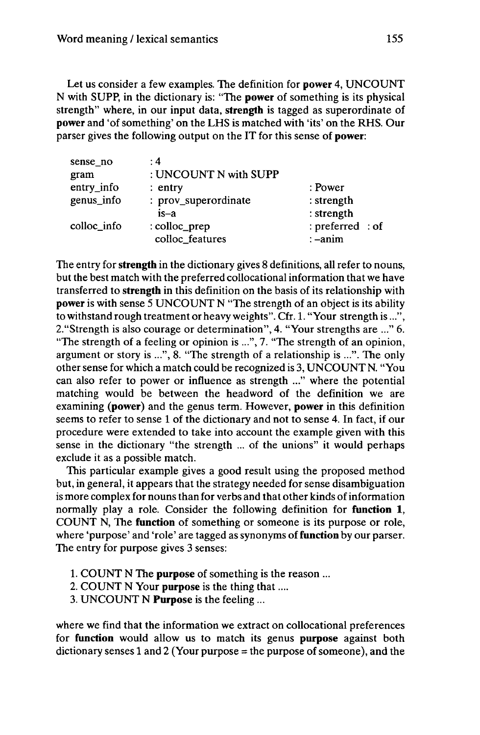Let us consider a few examples. The definition for **power** 4, UNCOUNT N with SUPP, in the dictionary is: "The **power** of something is its physical strength" where, in our input data, **strength** is tagged as superordinate of **power** and 'of something' on the LHS is matched with 'its' on the RHS. Our parser gives the following output on the IT for this sense of **power**:

```
sense_no      : 4
gram          : UNCOUNT N with SUPP
entry_info    : entry                    : Power
genus_info    : prov_superordinate       : strength
                is–a                     : strength
colloc_info   : colloc_prep              : preferred  : of
                colloc_features          : –anim
```

The entry for **strength** in the dictionary gives 8 definitions, all refer to nouns, but the best match with the preferred collocational information that we have transferred to **strength** in this definition on the basis of its relationship with **power** is with sense 5 UNCOUNT N "The strength of an object is its ability to withstand rough treatment or heavy weights". Cfr. 1. "Your strength is ...", 2."Strength is also courage or determination", 4. "Your strengths are ..." 6. "The strength of a feeling or opinion is ...", 7. "The strength of an opinion, argument or story is ...", 8. "The strength of a relationship is ...". The only other sense for which a match could be recognized is 3, UNCOUNT N. "You can also refer to power or influence as strength ..." where the potential matching would be between the headword of the definition we are examining (**power**) and the genus term. However, **power** in this definition seems to refer to sense 1 of the dictionary and not to sense 4. In fact, if our procedure were extended to take into account the example given with this sense in the dictionary "the strength ... of the unions" it would perhaps exclude it as a possible match.

This particular example gives a good result using the proposed method but, in general, it appears that the strategy needed for sense disambiguation is more complex for nouns than for verbs and that other kinds of information normally play a role. Consider the following definition for **function 1**, COUNT N, The **function** of something or someone is its purpose or role, where 'purpose' and 'role' are tagged as synonyms of **function** by our parser. The entry for purpose gives 3 senses:

1. COUNT N The **purpose** of something is the reason ...
2. COUNT N Your **purpose** is the thing that ....
3. UNCOUNT N **Purpose** is the feeling ...

where we find that the information we extract on collocational preferences for **function** would allow us to match its genus **purpose** against both dictionary senses 1 and 2 (Your purpose = the purpose of someone), and the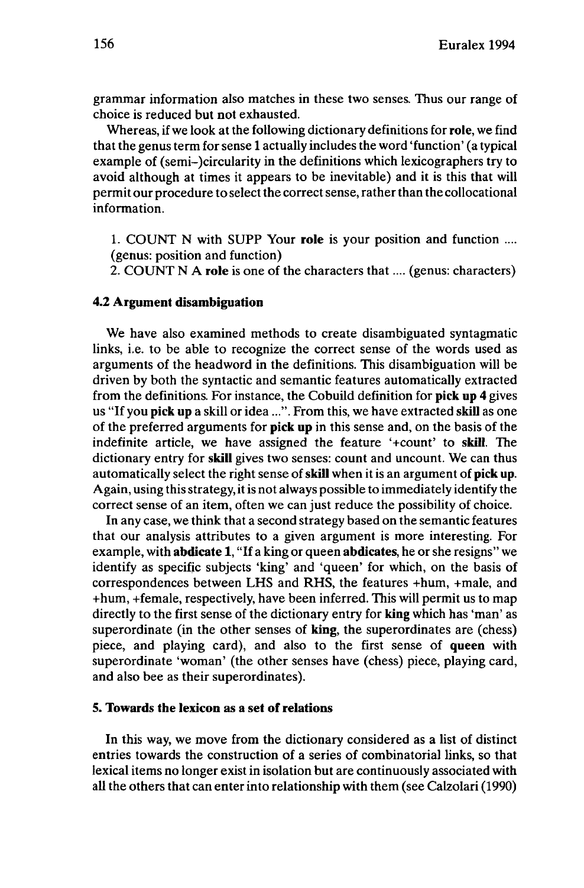grammar information also matches in these two senses. Thus our range of choice is reduced but not exhausted.

Whereas, if we look at the following dictionary definitions for **role**, we find that the genus term for sense 1 actually includes the word 'function' (a typical example of (semi-)circularity in the definitions which lexicographers try to avoid although at times it appears to be inevitable) and it is this that will permit our procedure to select the correct sense, rather than the collocational information.

1. COUNT N with SUPP Your **role** is your position and function .... (genus: position and function)
2. COUNT N A **role** is one of the characters that .... (genus: characters)

### 4.2 Argument disambiguation

We have also examined methods to create disambiguated syntagmatic links, i.e. to be able to recognize the correct sense of the words used as arguments of the headword in the definitions. This disambiguation will be driven by both the syntactic and semantic features automatically extracted from the definitions. For instance, the Cobuild definition for **pick up 4** gives us "If you **pick up** a skill or idea ...". From this, we have extracted **skill** as one of the preferred arguments for **pick up** in this sense and, on the basis of the indefinite article, we have assigned the feature '+count' to **skill**. The dictionary entry for **skill** gives two senses: count and uncount. We can thus automatically select the right sense of **skill** when it is an argument of **pick up**. Again, using this strategy, it is not always possible to immediately identify the correct sense of an item, often we can just reduce the possibility of choice.

In any case, we think that a second strategy based on the semantic features that our analysis attributes to a given argument is more interesting. For example, with **abdicate 1**, "If a king or queen **abdicates**, he or she resigns" we identify as specific subjects 'king' and 'queen' for which, on the basis of correspondences between LHS and RHS, the features +hum, +male, and +hum, +female, respectively, have been inferred. This will permit us to map directly to the first sense of the dictionary entry for **king** which has 'man' as superordinate (in the other senses of **king**, the superordinates are (chess) piece, and playing card), and also to the first sense of **queen** with superordinate 'woman' (the other senses have (chess) piece, playing card, and also bee as their superordinates).

## 5. Towards the lexicon as a set of relations

In this way, we move from the dictionary considered as a list of distinct entries towards the construction of a series of combinatorial links, so that lexical items no longer exist in isolation but are continuously associated with all the others that can enter into relationship with them (see Calzolari (1990)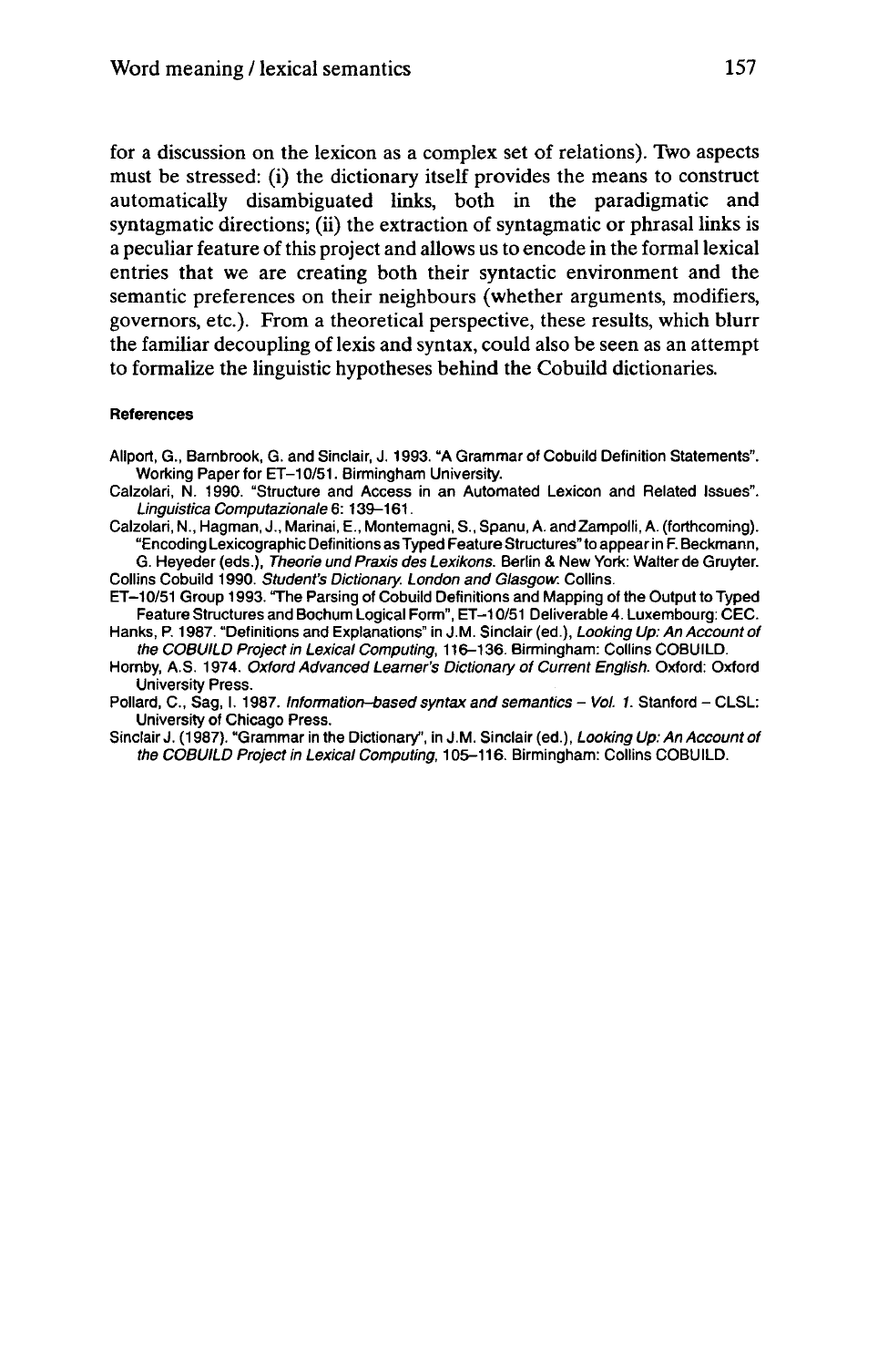for a discussion on the lexicon as a complex set of relations). Two aspects must be stressed: (i) the dictionary itself provides the means to construct automatically disambiguated links, both in the paradigmatic and syntagmatic directions; (ii) the extraction of syntagmatic or phrasal links is a peculiar feature of this project and allows us to encode in the formal lexical entries that we are creating both their syntactic environment and the semantic preferences on their neighbours (whether arguments, modifiers, governors, etc.). From a theoretical perspective, these results, which blurr the familiar decoupling of lexis and syntax, could also be seen as an attempt to formalize the linguistic hypotheses behind the Cobuild dictionaries.

#### References

Allport, G., Barnbrook, G. and Sinclair, J. 1993. "A Grammar of Cobuild Definition Statements". Working Paper for ET–10/51. Birmingham University.

Calzolari, N. 1990. "Structure and Access in an Automated Lexicon and Related Issues". *Linguistica Computazionale* 6: 139–161.

Calzolari, N., Hagman, J., Marinai, E., Montemagni, S., Spanu, A. and Zampolli, A. (forthcoming). "Encoding Lexicographic Definitions as Typed Feature Structures" to appear in F. Beckmann, G. Heyeder (eds.), *Theorie und Praxis des Lexikons*. Berlin & New York: Walter de Gruyter.

Collins Cobuild 1990. *Student's Dictionary. London and Glasgow*: Collins.

ET–10/51 Group 1993. "The Parsing of Cobuild Definitions and Mapping of the Output to Typed Feature Structures and Bochum Logical Form", ET–10/51 Deliverable 4. Luxembourg: CEC.

Hanks, P. 1987. "Definitions and Explanations" in J.M. Sinclair (ed.), *Looking Up: An Account of the COBUILD Project in Lexical Computing*, 116–136. Birmingham: Collins COBUILD.

Hornby, A.S. 1974. *Oxford Advanced Learner's Dictionary of Current English*. Oxford: Oxford University Press.

Pollard, C., Sag, I. 1987. *Information–based syntax and semantics – Vol. 1*. Stanford – CLSL: University of Chicago Press.

Sinclair J. (1987). "Grammar in the Dictionary", in J.M. Sinclair (ed.), *Looking Up: An Account of the COBUILD Project in Lexical Computing*, 105–116. Birmingham: Collins COBUILD.